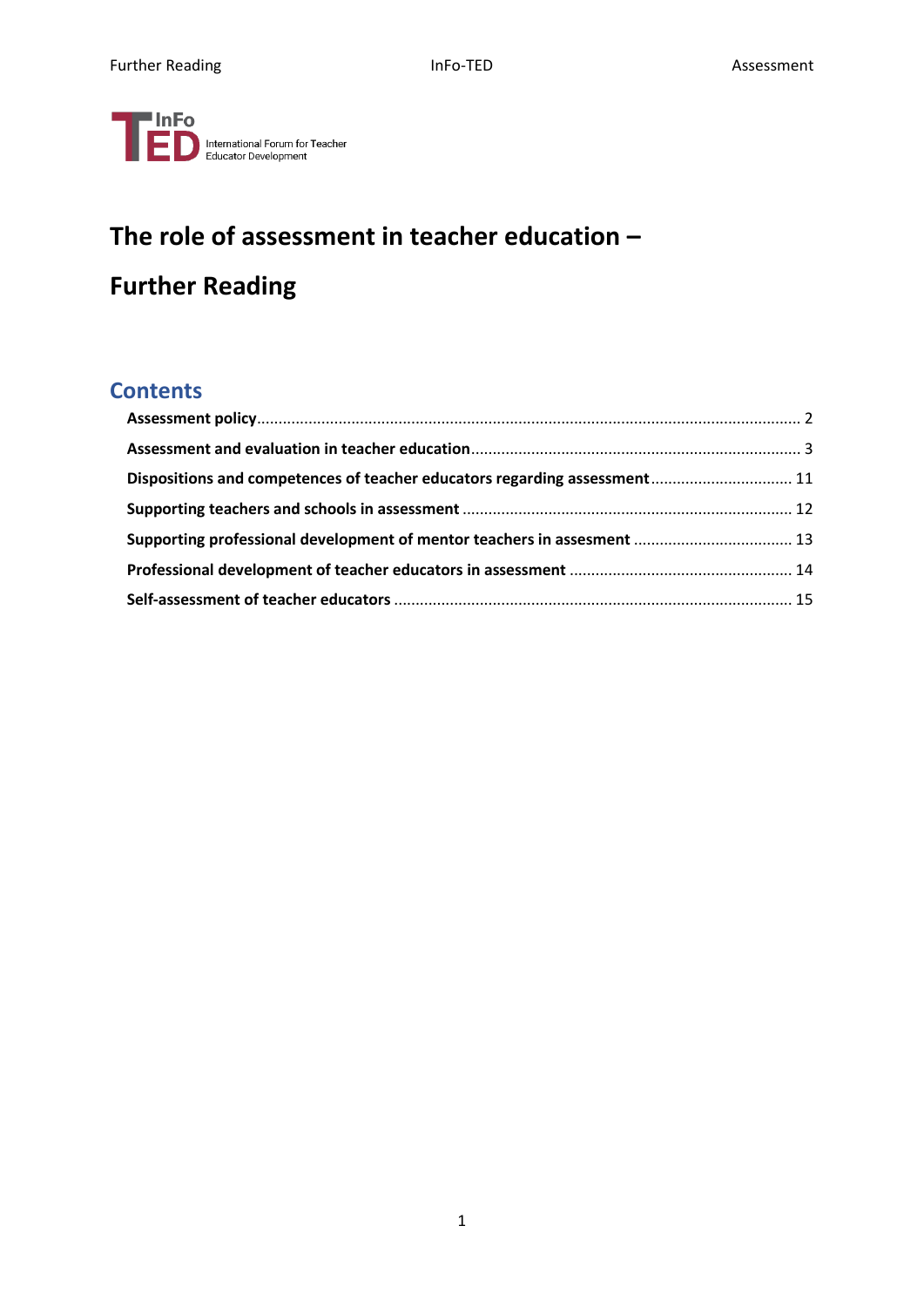InFo TED International Forum for Teacher Educator Development

# The role of assessment in teacher education –

# Further Reading

## Contents

**Assessment policy** ........ 2

**Assessment and evaluation in teacher education** ........ 3

**Dispositions and competences of teacher educators regarding assessment** ........ 11

**Supporting teachers and schools in assessment** ........ 12

**Supporting professional development of mentor teachers in assesment** ........ 13

**Professional development of teacher educators in assessment** ........ 14

**Self-assessment of teacher educators** ........ 15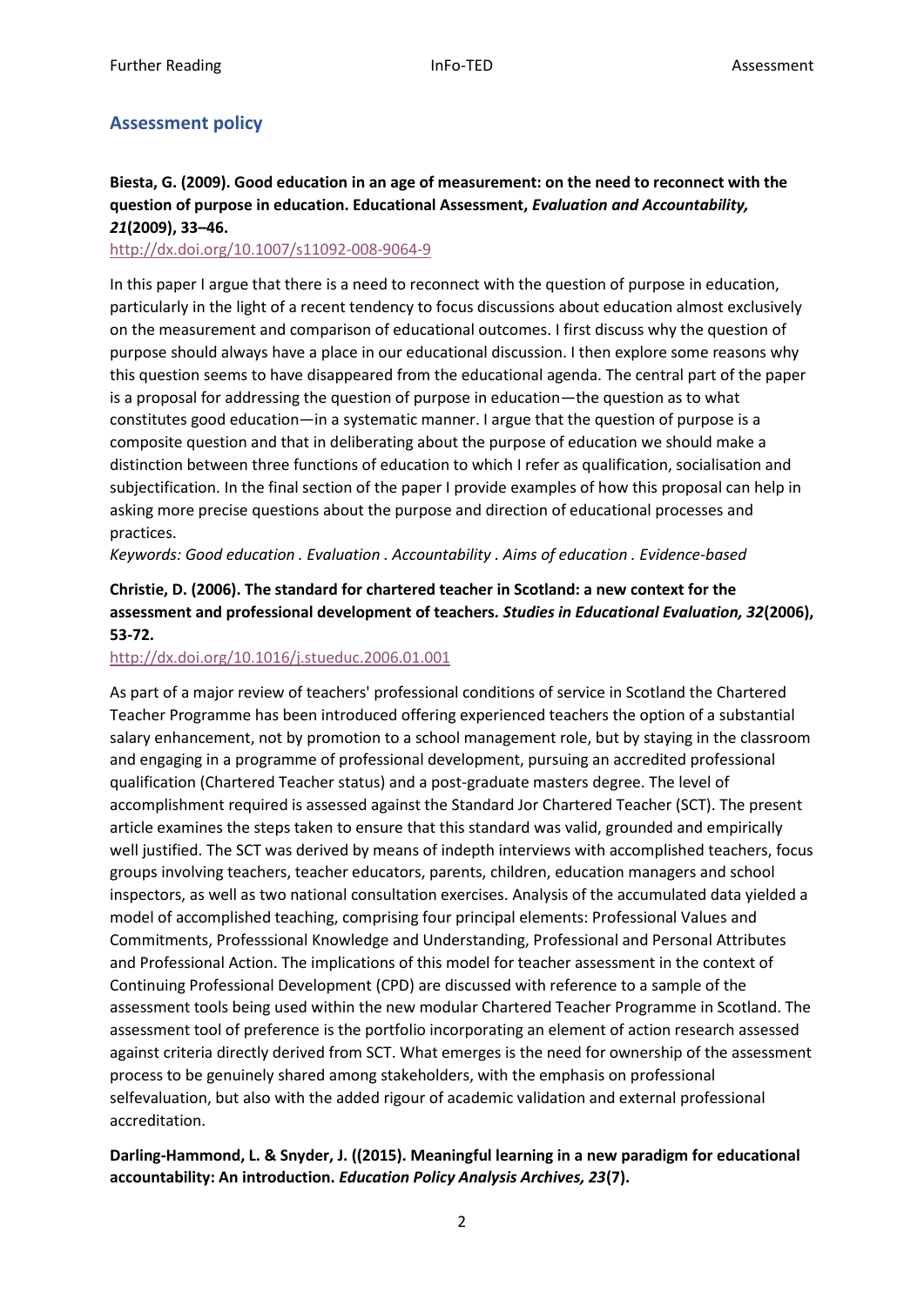## Assessment policy

**Biesta, G. (2009). Good education in an age of measurement: on the need to reconnect with the question of purpose in education. Educational Assessment, *Evaluation and Accountability, 21*(2009), 33–46.**

http://dx.doi.org/10.1007/s11092-008-9064-9

In this paper I argue that there is a need to reconnect with the question of purpose in education, particularly in the light of a recent tendency to focus discussions about education almost exclusively on the measurement and comparison of educational outcomes. I first discuss why the question of purpose should always have a place in our educational discussion. I then explore some reasons why this question seems to have disappeared from the educational agenda. The central part of the paper is a proposal for addressing the question of purpose in education—the question as to what constitutes good education—in a systematic manner. I argue that the question of purpose is a composite question and that in deliberating about the purpose of education we should make a distinction between three functions of education to which I refer as qualification, socialisation and subjectification. In the final section of the paper I provide examples of how this proposal can help in asking more precise questions about the purpose and direction of educational processes and practices.

*Keywords: Good education . Evaluation . Accountability . Aims of education . Evidence-based*

**Christie, D. (2006). The standard for chartered teacher in Scotland: a new context for the assessment and professional development of teachers. *Studies in Educational Evaluation, 32*(2006), 53-72.**

http://dx.doi.org/10.1016/j.stueduc.2006.01.001

As part of a major review of teachers' professional conditions of service in Scotland the Chartered Teacher Programme has been introduced offering experienced teachers the option of a substantial salary enhancement, not by promotion to a school management role, but by staying in the classroom and engaging in a programme of professional development, pursuing an accredited professional qualification (Chartered Teacher status) and a post-graduate masters degree. The level of accomplishment required is assessed against the Standard Jor Chartered Teacher (SCT). The present article examines the steps taken to ensure that this standard was valid, grounded and empirically well justified. The SCT was derived by means of indepth interviews with accomplished teachers, focus groups involving teachers, teacher educators, parents, children, education managers and school inspectors, as well as two national consultation exercises. Analysis of the accumulated data yielded a model of accomplished teaching, comprising four principal elements: Professional Values and Commitments, Professsional Knowledge and Understanding, Professional and Personal Attributes and Professional Action. The implications of this model for teacher assessment in the context of Continuing Professional Development (CPD) are discussed with reference to a sample of the assessment tools being used within the new modular Chartered Teacher Programme in Scotland. The assessment tool of preference is the portfolio incorporating an element of action research assessed against criteria directly derived from SCT. What emerges is the need for ownership of the assessment process to be genuinely shared among stakeholders, with the emphasis on professional selfevaluation, but also with the added rigour of academic validation and external professional accreditation.

**Darling-Hammond, L. & Snyder, J. ((2015). Meaningful learning in a new paradigm for educational accountability: An introduction. *Education Policy Analysis Archives, 23*(7).**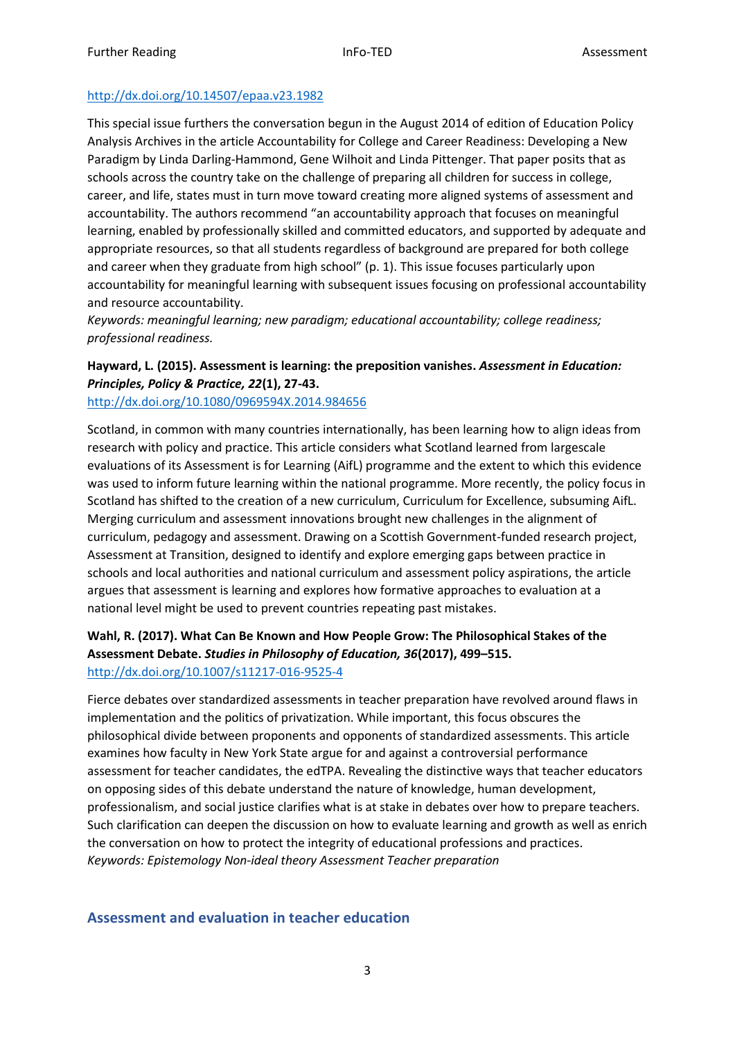http://dx.doi.org/10.14507/epaa.v23.1982

This special issue furthers the conversation begun in the August 2014 of edition of Education Policy Analysis Archives in the article Accountability for College and Career Readiness: Developing a New Paradigm by Linda Darling-Hammond, Gene Wilhoit and Linda Pittenger. That paper posits that as schools across the country take on the challenge of preparing all children for success in college, career, and life, states must in turn move toward creating more aligned systems of assessment and accountability. The authors recommend "an accountability approach that focuses on meaningful learning, enabled by professionally skilled and committed educators, and supported by adequate and appropriate resources, so that all students regardless of background are prepared for both college and career when they graduate from high school" (p. 1). This issue focuses particularly upon accountability for meaningful learning with subsequent issues focusing on professional accountability and resource accountability.
*Keywords: meaningful learning; new paradigm; educational accountability; college readiness; professional readiness.*

**Hayward, L. (2015). Assessment is learning: the preposition vanishes. *Assessment in Education: Principles, Policy & Practice, 22*(1), 27-43.**
http://dx.doi.org/10.1080/0969594X.2014.984656

Scotland, in common with many countries internationally, has been learning how to align ideas from research with policy and practice. This article considers what Scotland learned from largescale evaluations of its Assessment is for Learning (AifL) programme and the extent to which this evidence was used to inform future learning within the national programme. More recently, the policy focus in Scotland has shifted to the creation of a new curriculum, Curriculum for Excellence, subsuming AifL. Merging curriculum and assessment innovations brought new challenges in the alignment of curriculum, pedagogy and assessment. Drawing on a Scottish Government-funded research project, Assessment at Transition, designed to identify and explore emerging gaps between practice in schools and local authorities and national curriculum and assessment policy aspirations, the article argues that assessment is learning and explores how formative approaches to evaluation at a national level might be used to prevent countries repeating past mistakes.

**Wahl, R. (2017). What Can Be Known and How People Grow: The Philosophical Stakes of the Assessment Debate. *Studies in Philosophy of Education, 36*(2017), 499–515.**
http://dx.doi.org/10.1007/s11217-016-9525-4

Fierce debates over standardized assessments in teacher preparation have revolved around flaws in implementation and the politics of privatization. While important, this focus obscures the philosophical divide between proponents and opponents of standardized assessments. This article examines how faculty in New York State argue for and against a controversial performance assessment for teacher candidates, the edTPA. Revealing the distinctive ways that teacher educators on opposing sides of this debate understand the nature of knowledge, human development, professionalism, and social justice clarifies what is at stake in debates over how to prepare teachers. Such clarification can deepen the discussion on how to evaluate learning and growth as well as enrich the conversation on how to protect the integrity of educational professions and practices.
*Keywords: Epistemology Non-ideal theory Assessment Teacher preparation*

## Assessment and evaluation in teacher education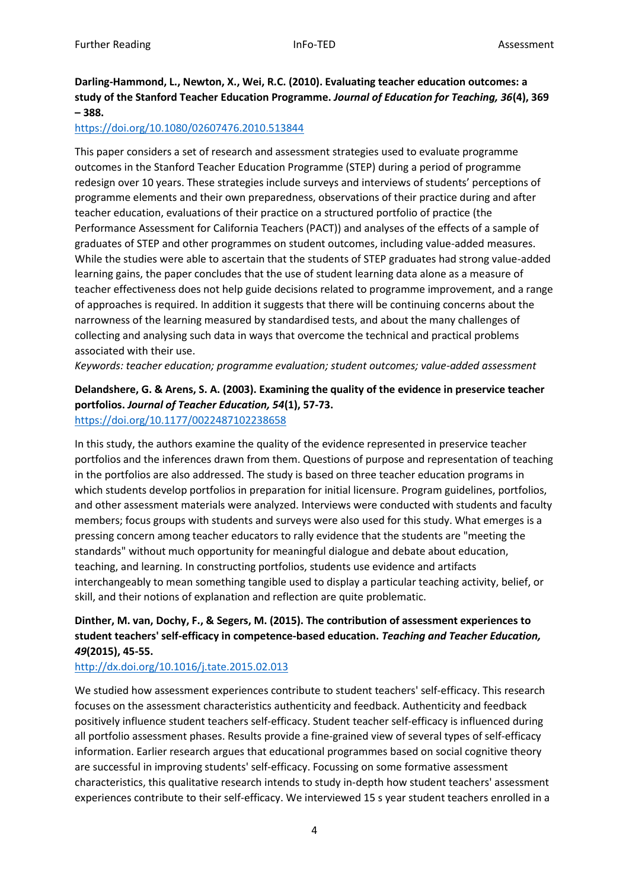**Darling-Hammond, L., Newton, X., Wei, R.C. (2010). Evaluating teacher education outcomes: a study of the Stanford Teacher Education Programme. *Journal of Education for Teaching, 36*(4), 369 – 388.**
https://doi.org/10.1080/02607476.2010.513844

This paper considers a set of research and assessment strategies used to evaluate programme outcomes in the Stanford Teacher Education Programme (STEP) during a period of programme redesign over 10 years. These strategies include surveys and interviews of students' perceptions of programme elements and their own preparedness, observations of their practice during and after teacher education, evaluations of their practice on a structured portfolio of practice (the Performance Assessment for California Teachers (PACT)) and analyses of the effects of a sample of graduates of STEP and other programmes on student outcomes, including value-added measures. While the studies were able to ascertain that the students of STEP graduates had strong value-added learning gains, the paper concludes that the use of student learning data alone as a measure of teacher effectiveness does not help guide decisions related to programme improvement, and a range of approaches is required. In addition it suggests that there will be continuing concerns about the narrowness of the learning measured by standardised tests, and about the many challenges of collecting and analysing such data in ways that overcome the technical and practical problems associated with their use.
*Keywords: teacher education; programme evaluation; student outcomes; value-added assessment*

**Delandshere, G. & Arens, S. A. (2003). Examining the quality of the evidence in preservice teacher portfolios. *Journal of Teacher Education, 54*(1), 57-73.**
https://doi.org/10.1177/0022487102238658

In this study, the authors examine the quality of the evidence represented in preservice teacher portfolios and the inferences drawn from them. Questions of purpose and representation of teaching in the portfolios are also addressed. The study is based on three teacher education programs in which students develop portfolios in preparation for initial licensure. Program guidelines, portfolios, and other assessment materials were analyzed. Interviews were conducted with students and faculty members; focus groups with students and surveys were also used for this study. What emerges is a pressing concern among teacher educators to rally evidence that the students are "meeting the standards" without much opportunity for meaningful dialogue and debate about education, teaching, and learning. In constructing portfolios, students use evidence and artifacts interchangeably to mean something tangible used to display a particular teaching activity, belief, or skill, and their notions of explanation and reflection are quite problematic.

**Dinther, M. van, Dochy, F., & Segers, M. (2015). The contribution of assessment experiences to student teachers' self-efficacy in competence-based education. *Teaching and Teacher Education, 49*(2015), 45-55.**
http://dx.doi.org/10.1016/j.tate.2015.02.013

We studied how assessment experiences contribute to student teachers' self-efficacy. This research focuses on the assessment characteristics authenticity and feedback. Authenticity and feedback positively influence student teachers self-efficacy. Student teacher self-efficacy is influenced during all portfolio assessment phases. Results provide a fine-grained view of several types of self-efficacy information. Earlier research argues that educational programmes based on social cognitive theory are successful in improving students' self-efficacy. Focussing on some formative assessment characteristics, this qualitative research intends to study in-depth how student teachers' assessment experiences contribute to their self-efficacy. We interviewed 15 s year student teachers enrolled in a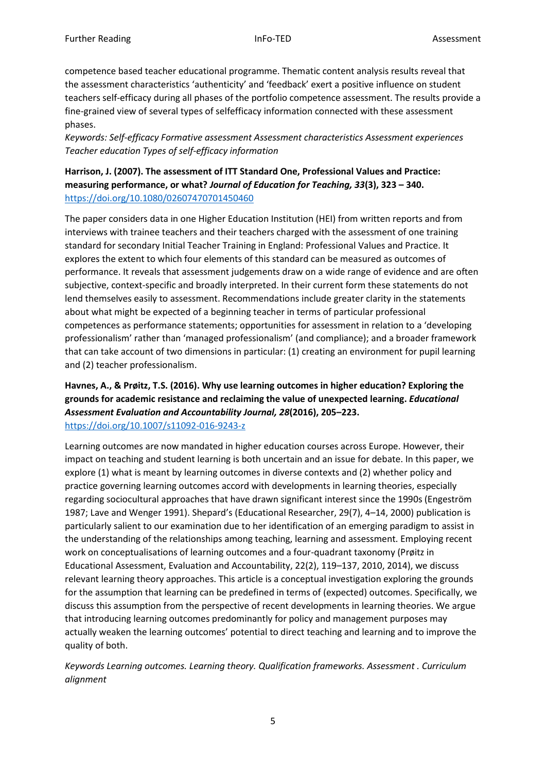competence based teacher educational programme. Thematic content analysis results reveal that the assessment characteristics 'authenticity' and 'feedback' exert a positive influence on student teachers self-efficacy during all phases of the portfolio competence assessment. The results provide a fine-grained view of several types of selfefficacy information connected with these assessment phases.

*Keywords: Self-efficacy Formative assessment Assessment characteristics Assessment experiences Teacher education Types of self-efficacy information*

**Harrison, J. (2007). The assessment of ITT Standard One, Professional Values and Practice: measuring performance, or what?** ***Journal of Education for Teaching, 33*****(3), 323 – 340.**
https://doi.org/10.1080/02607470701450460

The paper considers data in one Higher Education Institution (HEI) from written reports and from interviews with trainee teachers and their teachers charged with the assessment of one training standard for secondary Initial Teacher Training in England: Professional Values and Practice. It explores the extent to which four elements of this standard can be measured as outcomes of performance. It reveals that assessment judgements draw on a wide range of evidence and are often subjective, context-specific and broadly interpreted. In their current form these statements do not lend themselves easily to assessment. Recommendations include greater clarity in the statements about what might be expected of a beginning teacher in terms of particular professional competences as performance statements; opportunities for assessment in relation to a 'developing professionalism' rather than 'managed professionalism' (and compliance); and a broader framework that can take account of two dimensions in particular: (1) creating an environment for pupil learning and (2) teacher professionalism.

**Havnes, A., & Prøitz, T.S. (2016). Why use learning outcomes in higher education? Exploring the grounds for academic resistance and reclaiming the value of unexpected learning.** ***Educational Assessment Evaluation and Accountability Journal, 28*****(2016), 205–223.**
https://doi.org/10.1007/s11092-016-9243-z

Learning outcomes are now mandated in higher education courses across Europe. However, their impact on teaching and student learning is both uncertain and an issue for debate. In this paper, we explore (1) what is meant by learning outcomes in diverse contexts and (2) whether policy and practice governing learning outcomes accord with developments in learning theories, especially regarding sociocultural approaches that have drawn significant interest since the 1990s (Engeström 1987; Lave and Wenger 1991). Shepard's (Educational Researcher, 29(7), 4–14, 2000) publication is particularly salient to our examination due to her identification of an emerging paradigm to assist in the understanding of the relationships among teaching, learning and assessment. Employing recent work on conceptualisations of learning outcomes and a four-quadrant taxonomy (Prøitz in Educational Assessment, Evaluation and Accountability, 22(2), 119–137, 2010, 2014), we discuss relevant learning theory approaches. This article is a conceptual investigation exploring the grounds for the assumption that learning can be predefined in terms of (expected) outcomes. Specifically, we discuss this assumption from the perspective of recent developments in learning theories. We argue that introducing learning outcomes predominantly for policy and management purposes may actually weaken the learning outcomes' potential to direct teaching and learning and to improve the quality of both.

*Keywords Learning outcomes. Learning theory. Qualification frameworks. Assessment . Curriculum alignment*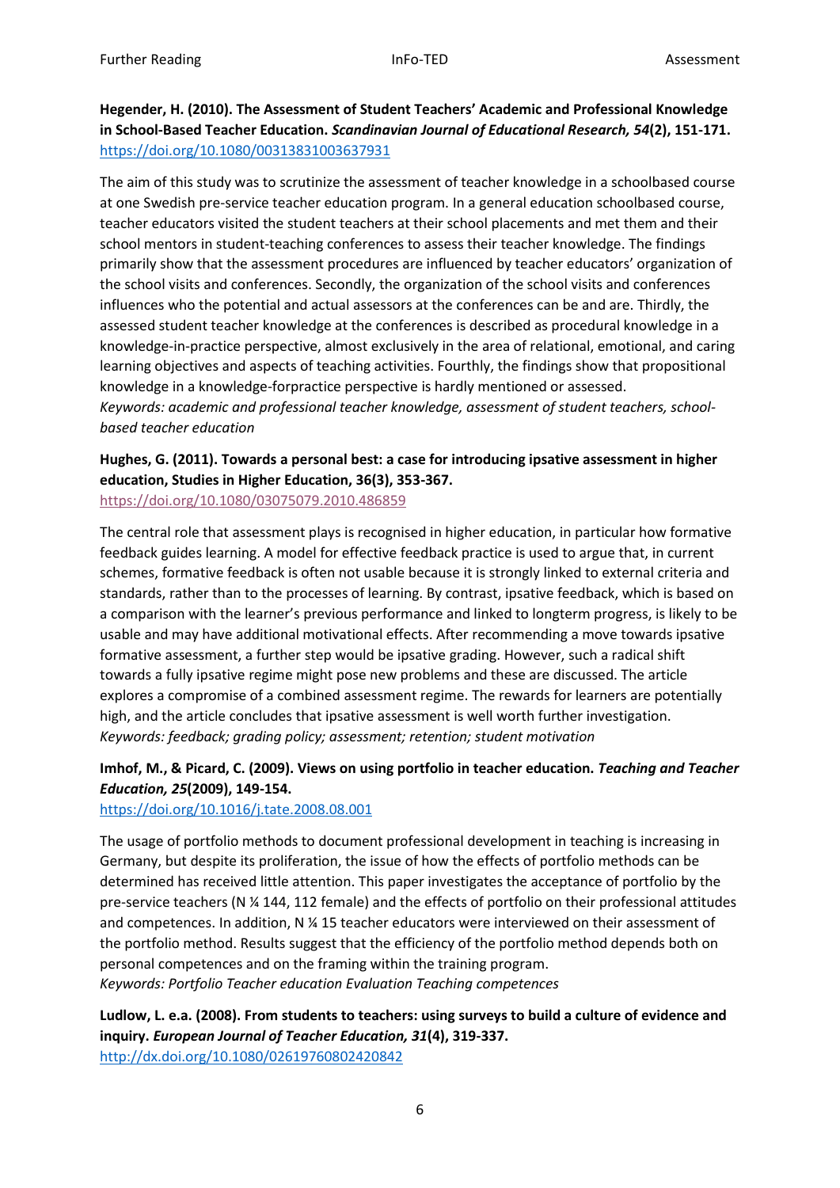**Hegender, H. (2010). The Assessment of Student Teachers' Academic and Professional Knowledge in School-Based Teacher Education. *Scandinavian Journal of Educational Research, 54*(2), 151-171.**
https://doi.org/10.1080/00313831003637931

The aim of this study was to scrutinize the assessment of teacher knowledge in a schoolbased course at one Swedish pre-service teacher education program. In a general education schoolbased course, teacher educators visited the student teachers at their school placements and met them and their school mentors in student-teaching conferences to assess their teacher knowledge. The findings primarily show that the assessment procedures are influenced by teacher educators' organization of the school visits and conferences. Secondly, the organization of the school visits and conferences influences who the potential and actual assessors at the conferences can be and are. Thirdly, the assessed student teacher knowledge at the conferences is described as procedural knowledge in a knowledge-in-practice perspective, almost exclusively in the area of relational, emotional, and caring learning objectives and aspects of teaching activities. Fourthly, the findings show that propositional knowledge in a knowledge-forpractice perspective is hardly mentioned or assessed.
*Keywords: academic and professional teacher knowledge, assessment of student teachers, school-based teacher education*

**Hughes, G. (2011). Towards a personal best: a case for introducing ipsative assessment in higher education, Studies in Higher Education, 36(3), 353-367.**
https://doi.org/10.1080/03075079.2010.486859

The central role that assessment plays is recognised in higher education, in particular how formative feedback guides learning. A model for effective feedback practice is used to argue that, in current schemes, formative feedback is often not usable because it is strongly linked to external criteria and standards, rather than to the processes of learning. By contrast, ipsative feedback, which is based on a comparison with the learner's previous performance and linked to longterm progress, is likely to be usable and may have additional motivational effects. After recommending a move towards ipsative formative assessment, a further step would be ipsative grading. However, such a radical shift towards a fully ipsative regime might pose new problems and these are discussed. The article explores a compromise of a combined assessment regime. The rewards for learners are potentially high, and the article concludes that ipsative assessment is well worth further investigation.
*Keywords: feedback; grading policy; assessment; retention; student motivation*

**Imhof, M., & Picard, C. (2009). Views on using portfolio in teacher education. *Teaching and Teacher Education, 25*(2009), 149-154.**
https://doi.org/10.1016/j.tate.2008.08.001

The usage of portfolio methods to document professional development in teaching is increasing in Germany, but despite its proliferation, the issue of how the effects of portfolio methods can be determined has received little attention. This paper investigates the acceptance of portfolio by the pre-service teachers (N ¼ 144, 112 female) and the effects of portfolio on their professional attitudes and competences. In addition, N ¼ 15 teacher educators were interviewed on their assessment of the portfolio method. Results suggest that the efficiency of the portfolio method depends both on personal competences and on the framing within the training program.
*Keywords: Portfolio Teacher education Evaluation Teaching competences*

**Ludlow, L. e.a. (2008). From students to teachers: using surveys to build a culture of evidence and inquiry. *European Journal of Teacher Education, 31*(4), 319-337.**
http://dx.doi.org/10.1080/02619760802420842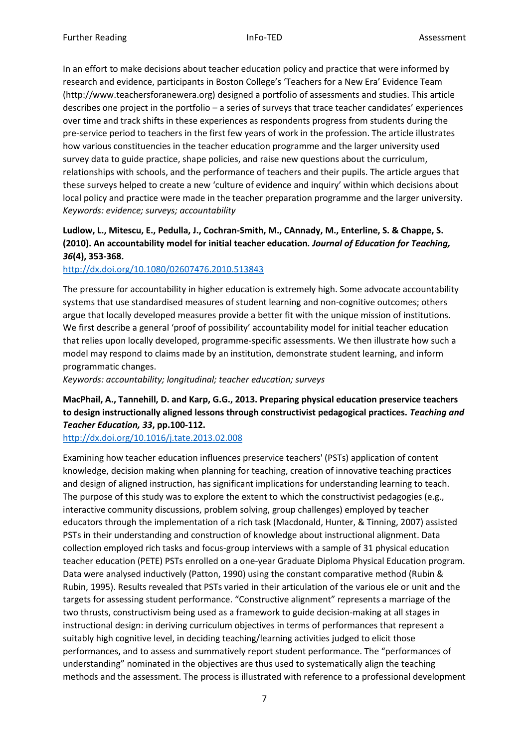In an effort to make decisions about teacher education policy and practice that were informed by research and evidence, participants in Boston College's 'Teachers for a New Era' Evidence Team (http://www.teachersforanewera.org) designed a portfolio of assessments and studies. This article describes one project in the portfolio – a series of surveys that trace teacher candidates' experiences over time and track shifts in these experiences as respondents progress from students during the pre-service period to teachers in the first few years of work in the profession. The article illustrates how various constituencies in the teacher education programme and the larger university used survey data to guide practice, shape policies, and raise new questions about the curriculum, relationships with schools, and the performance of teachers and their pupils. The article argues that these surveys helped to create a new 'culture of evidence and inquiry' within which decisions about local policy and practice were made in the teacher preparation programme and the larger university.
*Keywords: evidence; surveys; accountability*

**Ludlow, L., Mitescu, E., Pedulla, J., Cochran-Smith, M., CAnnady, M., Enterline, S. & Chappe, S. (2010). An accountability model for initial teacher education. *Journal of Education for Teaching, 36*(4), 353-368.**
http://dx.doi.org/10.1080/02607476.2010.513843

The pressure for accountability in higher education is extremely high. Some advocate accountability systems that use standardised measures of student learning and non-cognitive outcomes; others argue that locally developed measures provide a better fit with the unique mission of institutions. We first describe a general 'proof of possibility' accountability model for initial teacher education that relies upon locally developed, programme-specific assessments. We then illustrate how such a model may respond to claims made by an institution, demonstrate student learning, and inform programmatic changes.
*Keywords: accountability; longitudinal; teacher education; surveys*

**MacPhail, A., Tannehill, D. and Karp, G.G., 2013. Preparing physical education preservice teachers to design instructionally aligned lessons through constructivist pedagogical practices. *Teaching and Teacher Education, 33*, pp.100-112.**
http://dx.doi.org/10.1016/j.tate.2013.02.008

Examining how teacher education influences preservice teachers' (PSTs) application of content knowledge, decision making when planning for teaching, creation of innovative teaching practices and design of aligned instruction, has significant implications for understanding learning to teach. The purpose of this study was to explore the extent to which the constructivist pedagogies (e.g., interactive community discussions, problem solving, group challenges) employed by teacher educators through the implementation of a rich task (Macdonald, Hunter, & Tinning, 2007) assisted PSTs in their understanding and construction of knowledge about instructional alignment. Data collection employed rich tasks and focus-group interviews with a sample of 31 physical education teacher education (PETE) PSTs enrolled on a one-year Graduate Diploma Physical Education program. Data were analysed inductively (Patton, 1990) using the constant comparative method (Rubin & Rubin, 1995). Results revealed that PSTs varied in their articulation of the various ele or unit and the targets for assessing student performance. "Constructive alignment" represents a marriage of the two thrusts, constructivism being used as a framework to guide decision-making at all stages in instructional design: in deriving curriculum objectives in terms of performances that represent a suitably high cognitive level, in deciding teaching/learning activities judged to elicit those performances, and to assess and summatively report student performance. The "performances of understanding" nominated in the objectives are thus used to systematically align the teaching methods and the assessment. The process is illustrated with reference to a professional development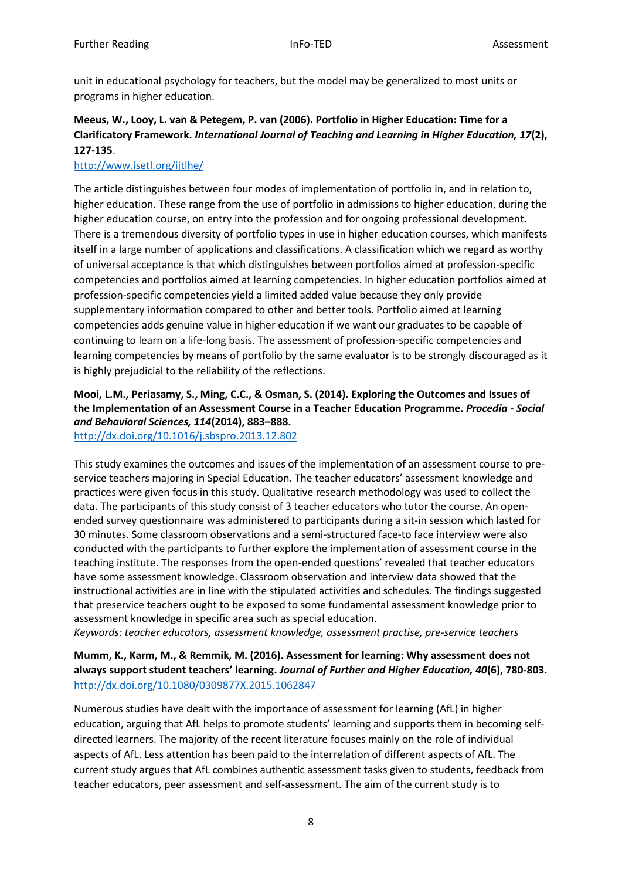unit in educational psychology for teachers, but the model may be generalized to most units or programs in higher education.

**Meeus, W., Looy, L. van & Petegem, P. van (2006). Portfolio in Higher Education: Time for a Clarificatory Framework. *International Journal of Teaching and Learning in Higher Education, 17*(2), 127-135**.
http://www.isetl.org/ijtlhe/

The article distinguishes between four modes of implementation of portfolio in, and in relation to, higher education. These range from the use of portfolio in admissions to higher education, during the higher education course, on entry into the profession and for ongoing professional development. There is a tremendous diversity of portfolio types in use in higher education courses, which manifests itself in a large number of applications and classifications. A classification which we regard as worthy of universal acceptance is that which distinguishes between portfolios aimed at profession-specific competencies and portfolios aimed at learning competencies. In higher education portfolios aimed at profession-specific competencies yield a limited added value because they only provide supplementary information compared to other and better tools. Portfolio aimed at learning competencies adds genuine value in higher education if we want our graduates to be capable of continuing to learn on a life-long basis. The assessment of profession-specific competencies and learning competencies by means of portfolio by the same evaluator is to be strongly discouraged as it is highly prejudicial to the reliability of the reflections.

**Mooi, L.M., Periasamy, S., Ming, C.C., & Osman, S. (2014). Exploring the Outcomes and Issues of the Implementation of an Assessment Course in a Teacher Education Programme. *Procedia - Social and Behavioral Sciences, 114*(2014), 883–888.**
http://dx.doi.org/10.1016/j.sbspro.2013.12.802

This study examines the outcomes and issues of the implementation of an assessment course to pre-service teachers majoring in Special Education. The teacher educators' assessment knowledge and practices were given focus in this study. Qualitative research methodology was used to collect the data. The participants of this study consist of 3 teacher educators who tutor the course. An open-ended survey questionnaire was administered to participants during a sit-in session which lasted for 30 minutes. Some classroom observations and a semi-structured face-to face interview were also conducted with the participants to further explore the implementation of assessment course in the teaching institute. The responses from the open-ended questions' revealed that teacher educators have some assessment knowledge. Classroom observation and interview data showed that the instructional activities are in line with the stipulated activities and schedules. The findings suggested that preservice teachers ought to be exposed to some fundamental assessment knowledge prior to assessment knowledge in specific area such as special education.
*Keywords: teacher educators, assessment knowledge, assessment practise, pre-service teachers*

**Mumm, K., Karm, M., & Remmik, M. (2016). Assessment for learning: Why assessment does not always support student teachers' learning. *Journal of Further and Higher Education, 40*(6), 780-803.**
http://dx.doi.org/10.1080/0309877X.2015.1062847

Numerous studies have dealt with the importance of assessment for learning (AfL) in higher education, arguing that AfL helps to promote students' learning and supports them in becoming self-directed learners. The majority of the recent literature focuses mainly on the role of individual aspects of AfL. Less attention has been paid to the interrelation of different aspects of AfL. The current study argues that AfL combines authentic assessment tasks given to students, feedback from teacher educators, peer assessment and self-assessment. The aim of the current study is to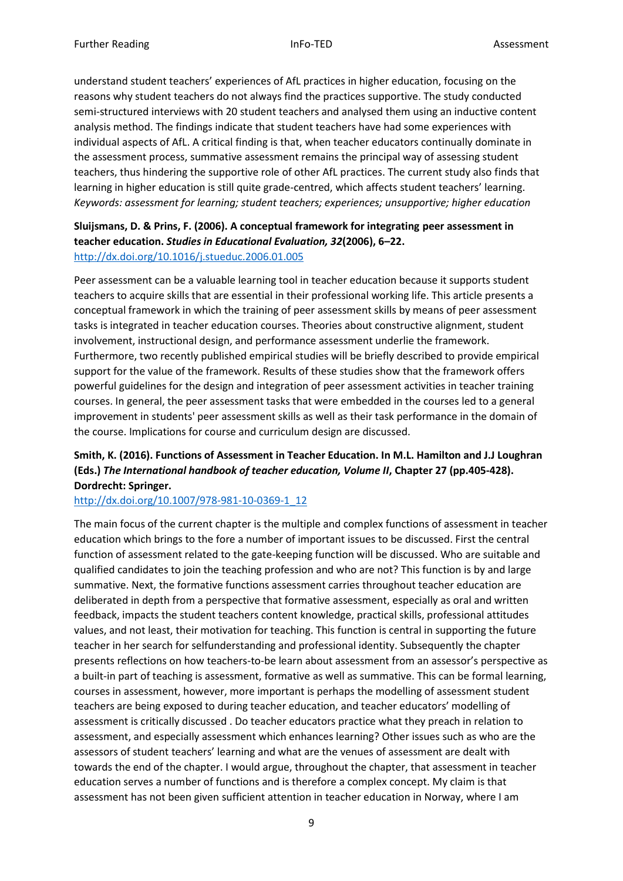understand student teachers' experiences of AfL practices in higher education, focusing on the reasons why student teachers do not always find the practices supportive. The study conducted semi-structured interviews with 20 student teachers and analysed them using an inductive content analysis method. The findings indicate that student teachers have had some experiences with individual aspects of AfL. A critical finding is that, when teacher educators continually dominate in the assessment process, summative assessment remains the principal way of assessing student teachers, thus hindering the supportive role of other AfL practices. The current study also finds that learning in higher education is still quite grade-centred, which affects student teachers' learning. *Keywords: assessment for learning; student teachers; experiences; unsupportive; higher education*

**Sluijsmans, D. & Prins, F. (2006). A conceptual framework for integrating peer assessment in teacher education. *Studies in Educational Evaluation, 32*(2006), 6–22.**
http://dx.doi.org/10.1016/j.stueduc.2006.01.005

Peer assessment can be a valuable learning tool in teacher education because it supports student teachers to acquire skills that are essential in their professional working life. This article presents a conceptual framework in which the training of peer assessment skills by means of peer assessment tasks is integrated in teacher education courses. Theories about constructive alignment, student involvement, instructional design, and performance assessment underlie the framework. Furthermore, two recently published empirical studies will be briefly described to provide empirical support for the value of the framework. Results of these studies show that the framework offers powerful guidelines for the design and integration of peer assessment activities in teacher training courses. In general, the peer assessment tasks that were embedded in the courses led to a general improvement in students' peer assessment skills as well as their task performance in the domain of the course. Implications for course and curriculum design are discussed.

**Smith, K. (2016). Functions of Assessment in Teacher Education. In M.L. Hamilton and J.J Loughran (Eds.) *The International handbook of teacher education, Volume II*, Chapter 27 (pp.405-428). Dordrecht: Springer.**
http://dx.doi.org/10.1007/978-981-10-0369-1_12

The main focus of the current chapter is the multiple and complex functions of assessment in teacher education which brings to the fore a number of important issues to be discussed. First the central function of assessment related to the gate-keeping function will be discussed. Who are suitable and qualified candidates to join the teaching profession and who are not? This function is by and large summative. Next, the formative functions assessment carries throughout teacher education are deliberated in depth from a perspective that formative assessment, especially as oral and written feedback, impacts the student teachers content knowledge, practical skills, professional attitudes values, and not least, their motivation for teaching. This function is central in supporting the future teacher in her search for selfunderstanding and professional identity. Subsequently the chapter presents reflections on how teachers-to-be learn about assessment from an assessor's perspective as a built-in part of teaching is assessment, formative as well as summative. This can be formal learning, courses in assessment, however, more important is perhaps the modelling of assessment student teachers are being exposed to during teacher education, and teacher educators' modelling of assessment is critically discussed . Do teacher educators practice what they preach in relation to assessment, and especially assessment which enhances learning? Other issues such as who are the assessors of student teachers' learning and what are the venues of assessment are dealt with towards the end of the chapter. I would argue, throughout the chapter, that assessment in teacher education serves a number of functions and is therefore a complex concept. My claim is that assessment has not been given sufficient attention in teacher education in Norway, where I am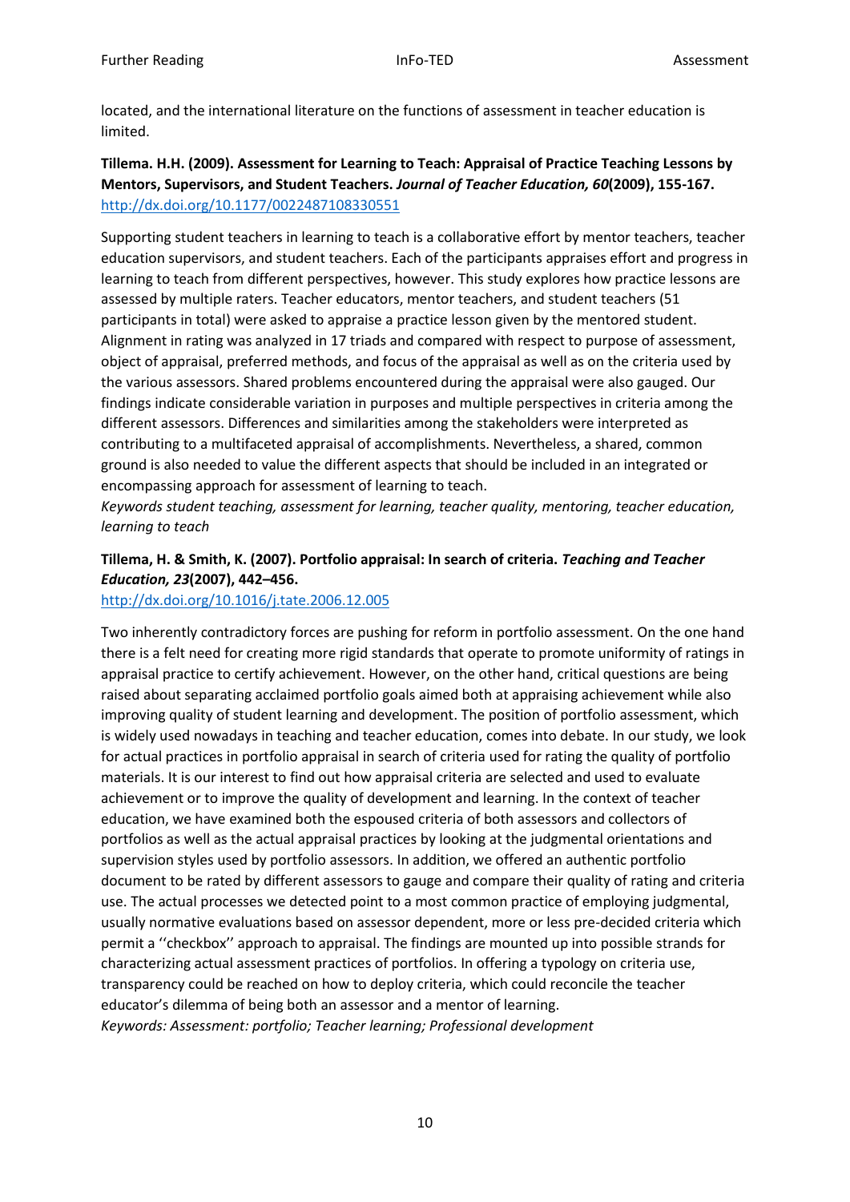located, and the international literature on the functions of assessment in teacher education is limited.

**Tillema. H.H. (2009). Assessment for Learning to Teach: Appraisal of Practice Teaching Lessons by Mentors, Supervisors, and Student Teachers.** ***Journal of Teacher Education, 60*****(2009), 155-167.**
http://dx.doi.org/10.1177/0022487108330551

Supporting student teachers in learning to teach is a collaborative effort by mentor teachers, teacher education supervisors, and student teachers. Each of the participants appraises effort and progress in learning to teach from different perspectives, however. This study explores how practice lessons are assessed by multiple raters. Teacher educators, mentor teachers, and student teachers (51 participants in total) were asked to appraise a practice lesson given by the mentored student. Alignment in rating was analyzed in 17 triads and compared with respect to purpose of assessment, object of appraisal, preferred methods, and focus of the appraisal as well as on the criteria used by the various assessors. Shared problems encountered during the appraisal were also gauged. Our findings indicate considerable variation in purposes and multiple perspectives in criteria among the different assessors. Differences and similarities among the stakeholders were interpreted as contributing to a multifaceted appraisal of accomplishments. Nevertheless, a shared, common ground is also needed to value the different aspects that should be included in an integrated or encompassing approach for assessment of learning to teach.
*Keywords student teaching, assessment for learning, teacher quality, mentoring, teacher education, learning to teach*

**Tillema, H. & Smith, K. (2007). Portfolio appraisal: In search of criteria.** ***Teaching and Teacher Education, 23*****(2007), 442–456.**
http://dx.doi.org/10.1016/j.tate.2006.12.005

Two inherently contradictory forces are pushing for reform in portfolio assessment. On the one hand there is a felt need for creating more rigid standards that operate to promote uniformity of ratings in appraisal practice to certify achievement. However, on the other hand, critical questions are being raised about separating acclaimed portfolio goals aimed both at appraising achievement while also improving quality of student learning and development. The position of portfolio assessment, which is widely used nowadays in teaching and teacher education, comes into debate. In our study, we look for actual practices in portfolio appraisal in search of criteria used for rating the quality of portfolio materials. It is our interest to find out how appraisal criteria are selected and used to evaluate achievement or to improve the quality of development and learning. In the context of teacher education, we have examined both the espoused criteria of both assessors and collectors of portfolios as well as the actual appraisal practices by looking at the judgmental orientations and supervision styles used by portfolio assessors. In addition, we offered an authentic portfolio document to be rated by different assessors to gauge and compare their quality of rating and criteria use. The actual processes we detected point to a most common practice of employing judgmental, usually normative evaluations based on assessor dependent, more or less pre-decided criteria which permit a ''checkbox'' approach to appraisal. The findings are mounted up into possible strands for characterizing actual assessment practices of portfolios. In offering a typology on criteria use, transparency could be reached on how to deploy criteria, which could reconcile the teacher educator's dilemma of being both an assessor and a mentor of learning.
*Keywords: Assessment: portfolio; Teacher learning; Professional development*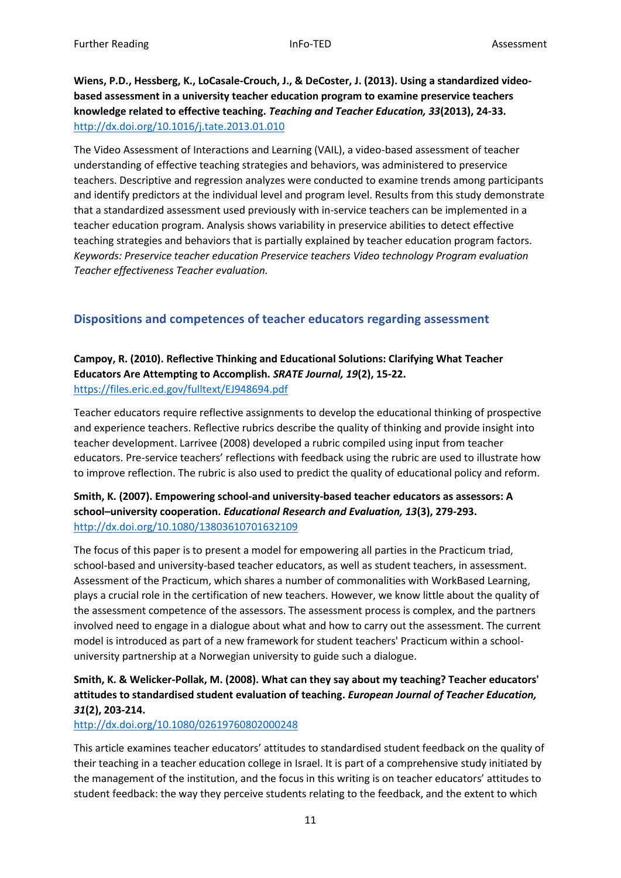**Wiens, P.D., Hessberg, K., LoCasale-Crouch, J., & DeCoster, J. (2013). Using a standardized video-based assessment in a university teacher education program to examine preservice teachers knowledge related to effective teaching. *Teaching and Teacher Education, 33*(2013), 24-33.**
http://dx.doi.org/10.1016/j.tate.2013.01.010

The Video Assessment of Interactions and Learning (VAIL), a video-based assessment of teacher understanding of effective teaching strategies and behaviors, was administered to preservice teachers. Descriptive and regression analyzes were conducted to examine trends among participants and identify predictors at the individual level and program level. Results from this study demonstrate that a standardized assessment used previously with in-service teachers can be implemented in a teacher education program. Analysis shows variability in preservice abilities to detect effective teaching strategies and behaviors that is partially explained by teacher education program factors. *Keywords: Preservice teacher education Preservice teachers Video technology Program evaluation Teacher effectiveness Teacher evaluation.*

## Dispositions and competences of teacher educators regarding assessment

**Campoy, R. (2010). Reflective Thinking and Educational Solutions: Clarifying What Teacher Educators Are Attempting to Accomplish. *SRATE Journal, 19*(2), 15-22.**
https://files.eric.ed.gov/fulltext/EJ948694.pdf

Teacher educators require reflective assignments to develop the educational thinking of prospective and experience teachers. Reflective rubrics describe the quality of thinking and provide insight into teacher development. Larrivee (2008) developed a rubric compiled using input from teacher educators. Pre-service teachers' reflections with feedback using the rubric are used to illustrate how to improve reflection. The rubric is also used to predict the quality of educational policy and reform.

**Smith, K. (2007). Empowering school-and university-based teacher educators as assessors: A school–university cooperation. *Educational Research and Evaluation, 13*(3), 279-293.**
http://dx.doi.org/10.1080/13803610701632109

The focus of this paper is to present a model for empowering all parties in the Practicum triad, school-based and university-based teacher educators, as well as student teachers, in assessment. Assessment of the Practicum, which shares a number of commonalities with WorkBased Learning, plays a crucial role in the certification of new teachers. However, we know little about the quality of the assessment competence of the assessors. The assessment process is complex, and the partners involved need to engage in a dialogue about what and how to carry out the assessment. The current model is introduced as part of a new framework for student teachers' Practicum within a school-university partnership at a Norwegian university to guide such a dialogue.

**Smith, K. & Welicker-Pollak, M. (2008). What can they say about my teaching? Teacher educators' attitudes to standardised student evaluation of teaching. *European Journal of Teacher Education, 31*(2), 203-214.**
http://dx.doi.org/10.1080/02619760802000248

This article examines teacher educators' attitudes to standardised student feedback on the quality of their teaching in a teacher education college in Israel. It is part of a comprehensive study initiated by the management of the institution, and the focus in this writing is on teacher educators' attitudes to student feedback: the way they perceive students relating to the feedback, and the extent to which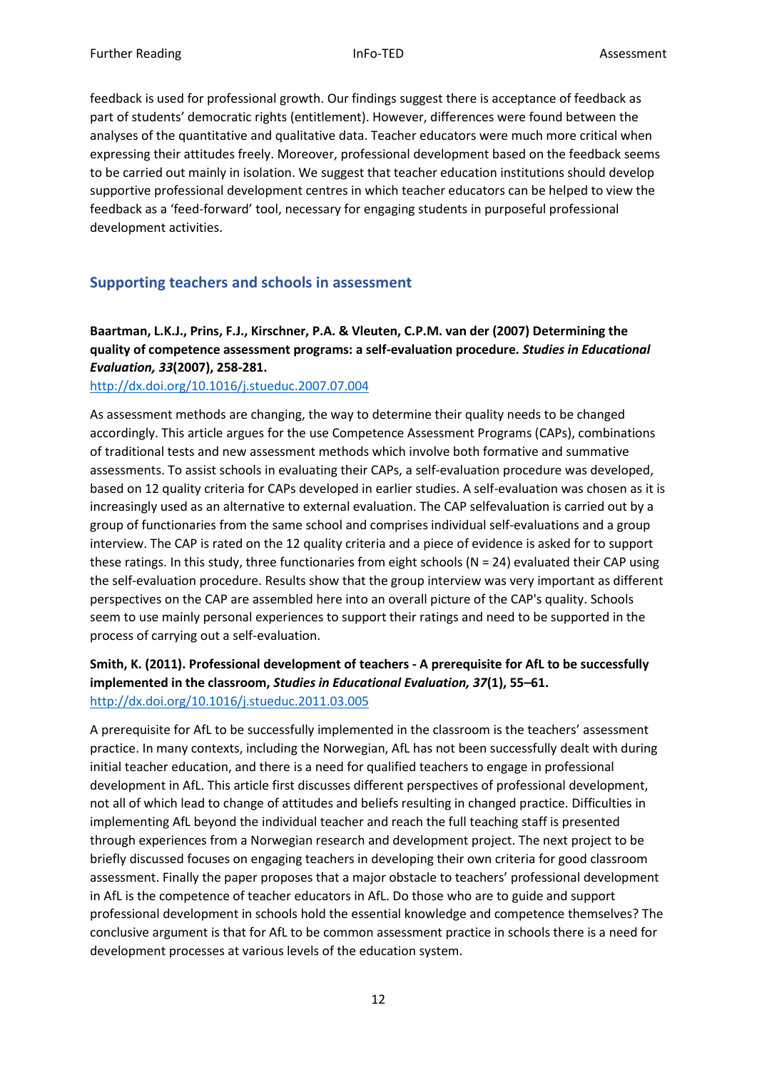feedback is used for professional growth. Our findings suggest there is acceptance of feedback as part of students' democratic rights (entitlement). However, differences were found between the analyses of the quantitative and qualitative data. Teacher educators were much more critical when expressing their attitudes freely. Moreover, professional development based on the feedback seems to be carried out mainly in isolation. We suggest that teacher education institutions should develop supportive professional development centres in which teacher educators can be helped to view the feedback as a 'feed-forward' tool, necessary for engaging students in purposeful professional development activities.

## Supporting teachers and schools in assessment

**Baartman, L.K.J., Prins, F.J., Kirschner, P.A. & Vleuten, C.P.M. van der (2007) Determining the quality of competence assessment programs: a self-evaluation procedure. *Studies in Educational Evaluation, 33*(2007), 258-281.**
http://dx.doi.org/10.1016/j.stueduc.2007.07.004

As assessment methods are changing, the way to determine their quality needs to be changed accordingly. This article argues for the use Competence Assessment Programs (CAPs), combinations of traditional tests and new assessment methods which involve both formative and summative assessments. To assist schools in evaluating their CAPs, a self-evaluation procedure was developed, based on 12 quality criteria for CAPs developed in earlier studies. A self-evaluation was chosen as it is increasingly used as an alternative to external evaluation. The CAP selfevaluation is carried out by a group of functionaries from the same school and comprises individual self-evaluations and a group interview. The CAP is rated on the 12 quality criteria and a piece of evidence is asked for to support these ratings. In this study, three functionaries from eight schools (N = 24) evaluated their CAP using the self-evaluation procedure. Results show that the group interview was very important as different perspectives on the CAP are assembled here into an overall picture of the CAP's quality. Schools seem to use mainly personal experiences to support their ratings and need to be supported in the process of carrying out a self-evaluation.

**Smith, K. (2011). Professional development of teachers - A prerequisite for AfL to be successfully implemented in the classroom, *Studies in Educational Evaluation, 37*(1), 55–61.**
http://dx.doi.org/10.1016/j.stueduc.2011.03.005

A prerequisite for AfL to be successfully implemented in the classroom is the teachers' assessment practice. In many contexts, including the Norwegian, AfL has not been successfully dealt with during initial teacher education, and there is a need for qualified teachers to engage in professional development in AfL. This article first discusses different perspectives of professional development, not all of which lead to change of attitudes and beliefs resulting in changed practice. Difficulties in implementing AfL beyond the individual teacher and reach the full teaching staff is presented through experiences from a Norwegian research and development project. The next project to be briefly discussed focuses on engaging teachers in developing their own criteria for good classroom assessment. Finally the paper proposes that a major obstacle to teachers' professional development in AfL is the competence of teacher educators in AfL. Do those who are to guide and support professional development in schools hold the essential knowledge and competence themselves? The conclusive argument is that for AfL to be common assessment practice in schools there is a need for development processes at various levels of the education system.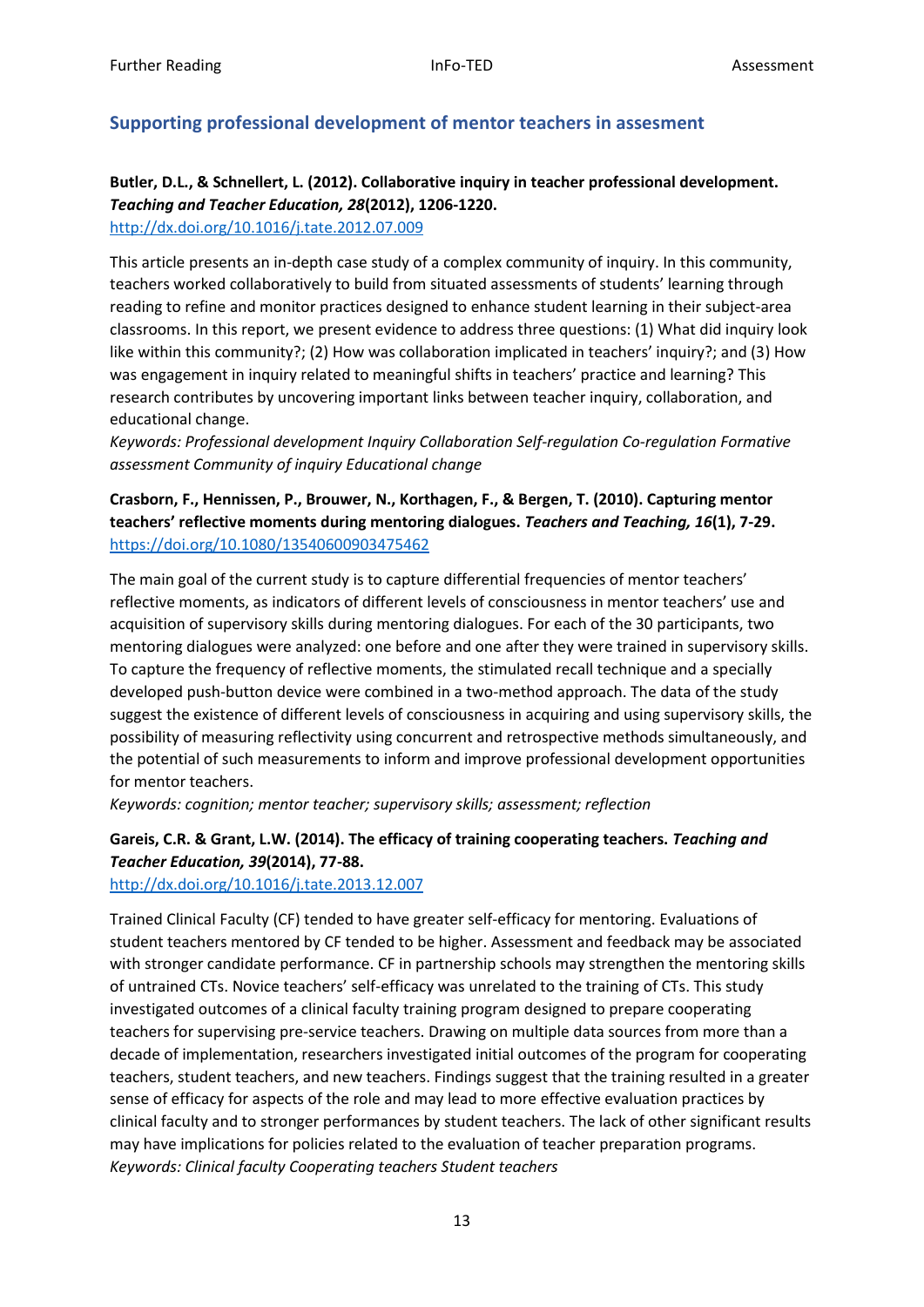## Supporting professional development of mentor teachers in assesment

**Butler, D.L., & Schnellert, L. (2012). Collaborative inquiry in teacher professional development. *Teaching and Teacher Education, 28*(2012), 1206-1220.**
http://dx.doi.org/10.1016/j.tate.2012.07.009

This article presents an in-depth case study of a complex community of inquiry. In this community, teachers worked collaboratively to build from situated assessments of students' learning through reading to refine and monitor practices designed to enhance student learning in their subject-area classrooms. In this report, we present evidence to address three questions: (1) What did inquiry look like within this community?; (2) How was collaboration implicated in teachers' inquiry?; and (3) How was engagement in inquiry related to meaningful shifts in teachers' practice and learning? This research contributes by uncovering important links between teacher inquiry, collaboration, and educational change.
*Keywords: Professional development Inquiry Collaboration Self-regulation Co-regulation Formative assessment Community of inquiry Educational change*

**Crasborn, F., Hennissen, P., Brouwer, N., Korthagen, F., & Bergen, T. (2010). Capturing mentor teachers' reflective moments during mentoring dialogues. *Teachers and Teaching, 16*(1), 7-29.**
https://doi.org/10.1080/13540600903475462

The main goal of the current study is to capture differential frequencies of mentor teachers' reflective moments, as indicators of different levels of consciousness in mentor teachers' use and acquisition of supervisory skills during mentoring dialogues. For each of the 30 participants, two mentoring dialogues were analyzed: one before and one after they were trained in supervisory skills. To capture the frequency of reflective moments, the stimulated recall technique and a specially developed push-button device were combined in a two-method approach. The data of the study suggest the existence of different levels of consciousness in acquiring and using supervisory skills, the possibility of measuring reflectivity using concurrent and retrospective methods simultaneously, and the potential of such measurements to inform and improve professional development opportunities for mentor teachers.
*Keywords: cognition; mentor teacher; supervisory skills; assessment; reflection*

**Gareis, C.R. & Grant, L.W. (2014). The efficacy of training cooperating teachers. *Teaching and Teacher Education, 39*(2014), 77-88.**
http://dx.doi.org/10.1016/j.tate.2013.12.007

Trained Clinical Faculty (CF) tended to have greater self-efficacy for mentoring. Evaluations of student teachers mentored by CF tended to be higher. Assessment and feedback may be associated with stronger candidate performance. CF in partnership schools may strengthen the mentoring skills of untrained CTs. Novice teachers' self-efficacy was unrelated to the training of CTs. This study investigated outcomes of a clinical faculty training program designed to prepare cooperating teachers for supervising pre-service teachers. Drawing on multiple data sources from more than a decade of implementation, researchers investigated initial outcomes of the program for cooperating teachers, student teachers, and new teachers. Findings suggest that the training resulted in a greater sense of efficacy for aspects of the role and may lead to more effective evaluation practices by clinical faculty and to stronger performances by student teachers. The lack of other significant results may have implications for policies related to the evaluation of teacher preparation programs.
*Keywords: Clinical faculty Cooperating teachers Student teachers*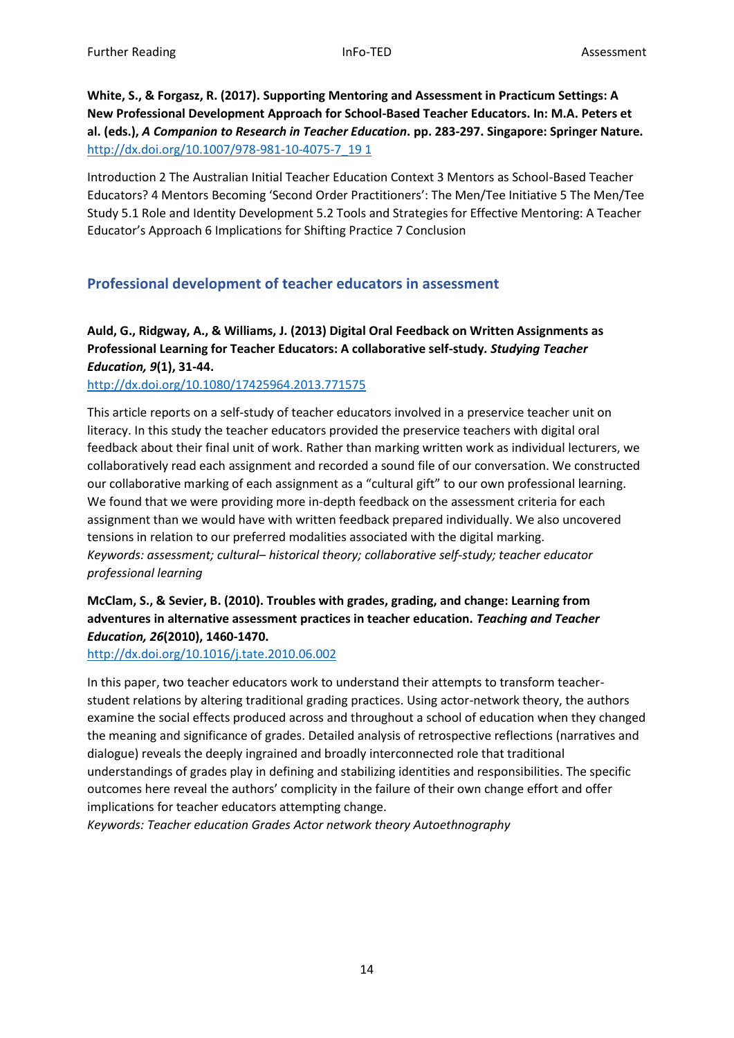**White, S., & Forgasz, R. (2017). Supporting Mentoring and Assessment in Practicum Settings: A New Professional Development Approach for School-Based Teacher Educators. In: M.A. Peters et al. (eds.), *A Companion to Research in Teacher Education*. pp. 283-297. Singapore: Springer Nature.**
http://dx.doi.org/10.1007/978-981-10-4075-7_19 1

Introduction 2 The Australian Initial Teacher Education Context 3 Mentors as School-Based Teacher Educators? 4 Mentors Becoming 'Second Order Practitioners': The Men/Tee Initiative 5 The Men/Tee Study 5.1 Role and Identity Development 5.2 Tools and Strategies for Effective Mentoring: A Teacher Educator's Approach 6 Implications for Shifting Practice 7 Conclusion

## Professional development of teacher educators in assessment

**Auld, G., Ridgway, A., & Williams, J. (2013) Digital Oral Feedback on Written Assignments as Professional Learning for Teacher Educators: A collaborative self-study. *Studying Teacher Education, 9*(1), 31-44.**
http://dx.doi.org/10.1080/17425964.2013.771575

This article reports on a self-study of teacher educators involved in a preservice teacher unit on literacy. In this study the teacher educators provided the preservice teachers with digital oral feedback about their final unit of work. Rather than marking written work as individual lecturers, we collaboratively read each assignment and recorded a sound file of our conversation. We constructed our collaborative marking of each assignment as a "cultural gift" to our own professional learning. We found that we were providing more in-depth feedback on the assessment criteria for each assignment than we would have with written feedback prepared individually. We also uncovered tensions in relation to our preferred modalities associated with the digital marking.
*Keywords: assessment; cultural– historical theory; collaborative self-study; teacher educator professional learning*

**McClam, S., & Sevier, B. (2010). Troubles with grades, grading, and change: Learning from adventures in alternative assessment practices in teacher education. *Teaching and Teacher Education, 26*(2010), 1460-1470.**
http://dx.doi.org/10.1016/j.tate.2010.06.002

In this paper, two teacher educators work to understand their attempts to transform teacher-student relations by altering traditional grading practices. Using actor-network theory, the authors examine the social effects produced across and throughout a school of education when they changed the meaning and significance of grades. Detailed analysis of retrospective reflections (narratives and dialogue) reveals the deeply ingrained and broadly interconnected role that traditional understandings of grades play in defining and stabilizing identities and responsibilities. The specific outcomes here reveal the authors' complicity in the failure of their own change effort and offer implications for teacher educators attempting change.
*Keywords: Teacher education Grades Actor network theory Autoethnography*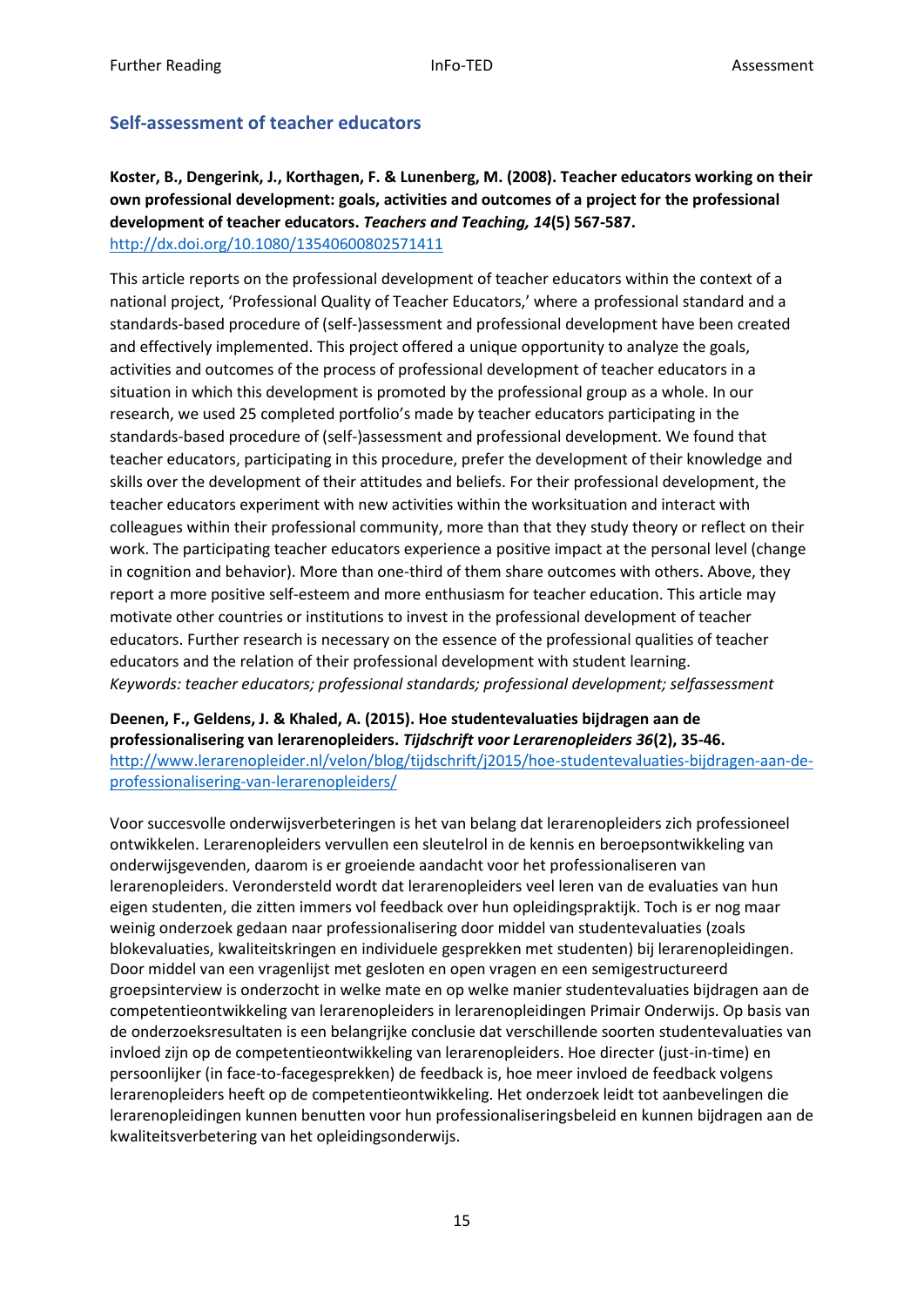## Self-assessment of teacher educators

**Koster, B., Dengerink, J., Korthagen, F. & Lunenberg, M. (2008). Teacher educators working on their own professional development: goals, activities and outcomes of a project for the professional development of teacher educators. *Teachers and Teaching, 14*(5) 567-587.**
http://dx.doi.org/10.1080/13540600802571411

This article reports on the professional development of teacher educators within the context of a national project, 'Professional Quality of Teacher Educators,' where a professional standard and a standards-based procedure of (self-)assessment and professional development have been created and effectively implemented. This project offered a unique opportunity to analyze the goals, activities and outcomes of the process of professional development of teacher educators in a situation in which this development is promoted by the professional group as a whole. In our research, we used 25 completed portfolio's made by teacher educators participating in the standards-based procedure of (self-)assessment and professional development. We found that teacher educators, participating in this procedure, prefer the development of their knowledge and skills over the development of their attitudes and beliefs. For their professional development, the teacher educators experiment with new activities within the worksituation and interact with colleagues within their professional community, more than that they study theory or reflect on their work. The participating teacher educators experience a positive impact at the personal level (change in cognition and behavior). More than one-third of them share outcomes with others. Above, they report a more positive self-esteem and more enthusiasm for teacher education. This article may motivate other countries or institutions to invest in the professional development of teacher educators. Further research is necessary on the essence of the professional qualities of teacher educators and the relation of their professional development with student learning.
*Keywords: teacher educators; professional standards; professional development; selfassessment*

**Deenen, F., Geldens, J. & Khaled, A. (2015). Hoe studentevaluaties bijdragen aan de professionalisering van lerarenopleiders. *Tijdschrift voor Lerarenopleiders 36*(2), 35-46.**
http://www.lerarenopleider.nl/velon/blog/tijdschrift/j2015/hoe-studentevaluaties-bijdragen-aan-de-professionalisering-van-lerarenopleiders/

Voor succesvolle onderwijsverbeteringen is het van belang dat lerarenopleiders zich professioneel ontwikkelen. Lerarenopleiders vervullen een sleutelrol in de kennis en beroepsontwikkeling van onderwijsgevenden, daarom is er groeiende aandacht voor het professionaliseren van lerarenopleiders. Verondersteld wordt dat lerarenopleiders veel leren van de evaluaties van hun eigen studenten, die zitten immers vol feedback over hun opleidingspraktijk. Toch is er nog maar weinig onderzoek gedaan naar professionalisering door middel van studentevaluaties (zoals blokevaluaties, kwaliteitskringen en individuele gesprekken met studenten) bij lerarenopleidingen. Door middel van een vragenlijst met gesloten en open vragen en een semigestructureerd groepsinterview is onderzocht in welke mate en op welke manier studentevaluaties bijdragen aan de competentieontwikkeling van lerarenopleiders in lerarenopleidingen Primair Onderwijs. Op basis van de onderzoeksresultaten is een belangrijke conclusie dat verschillende soorten studentevaluaties van invloed zijn op de competentieontwikkeling van lerarenopleiders. Hoe directer (just-in-time) en persoonlijker (in face-to-facegesprekken) de feedback is, hoe meer invloed de feedback volgens lerarenopleiders heeft op de competentieontwikkeling. Het onderzoek leidt tot aanbevelingen die lerarenopleidingen kunnen benutten voor hun professionaliseringsbeleid en kunnen bijdragen aan de kwaliteitsverbetering van het opleidingsonderwijs.